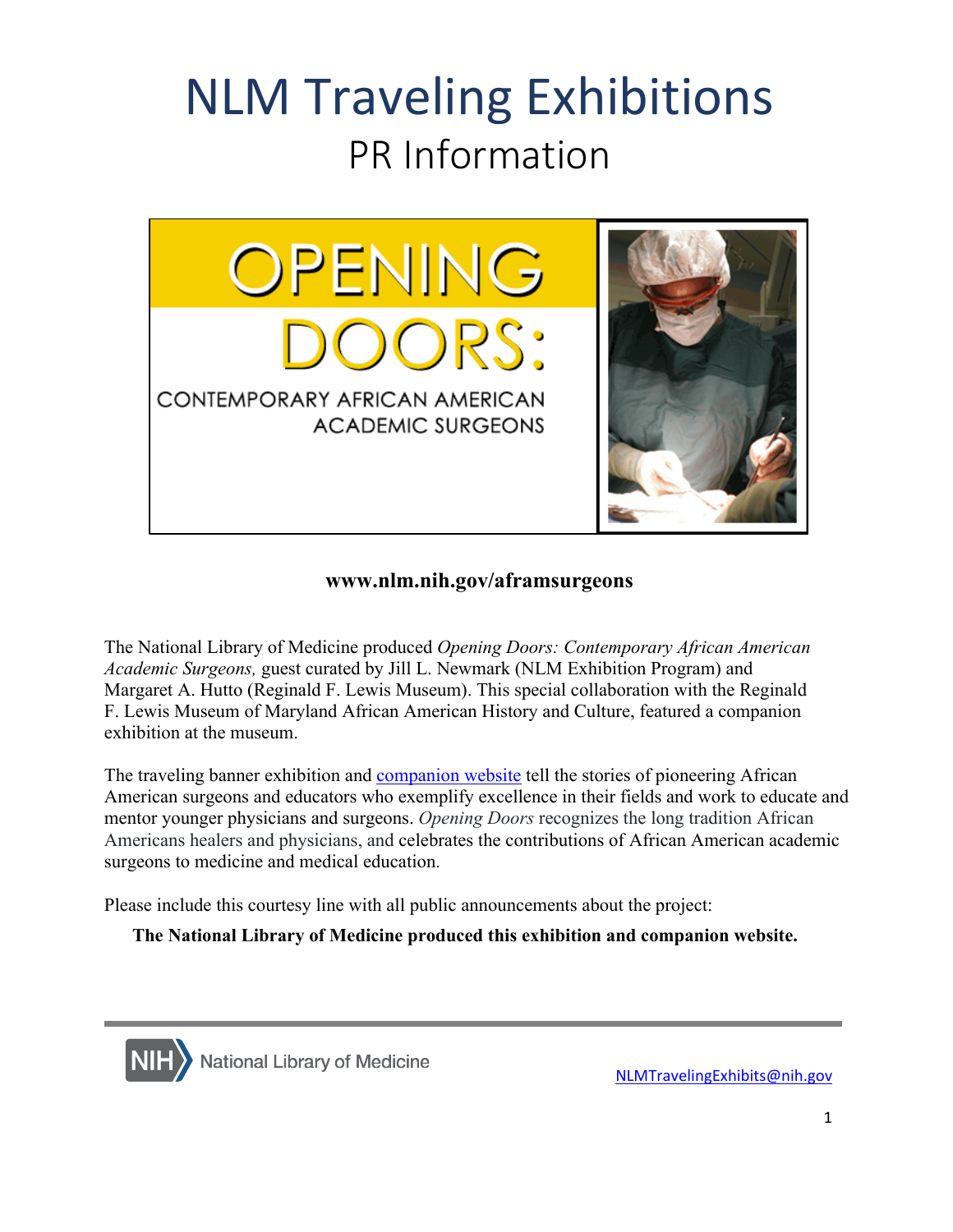# NLM Traveling Exhibitions

## PR Information

OPENING DOORS: CONTEMPORARY AFRICAN AMERICAN ACADEMIC SURGEONS

**www.nlm.nih.gov/aframsurgeons**

The National Library of Medicine produced *Opening Doors: Contemporary African American Academic Surgeons,* guest curated by Jill L. Newmark (NLM Exhibition Program) and Margaret A. Hutto (Reginald F. Lewis Museum). This special collaboration with the Reginald F. Lewis Museum of Maryland African American History and Culture, featured a companion exhibition at the museum.

The traveling banner exhibition and companion website tell the stories of pioneering African American surgeons and educators who exemplify excellence in their fields and work to educate and mentor younger physicians and surgeons. *Opening Doors* recognizes the long tradition African Americans healers and physicians, and celebrates the contributions of African American academic surgeons to medicine and medical education.

Please include this courtesy line with all public announcements about the project:

**The National Library of Medicine produced this exhibition and companion website.**

NIH National Library of Medicine

NLMTravelingExhibits@nih.gov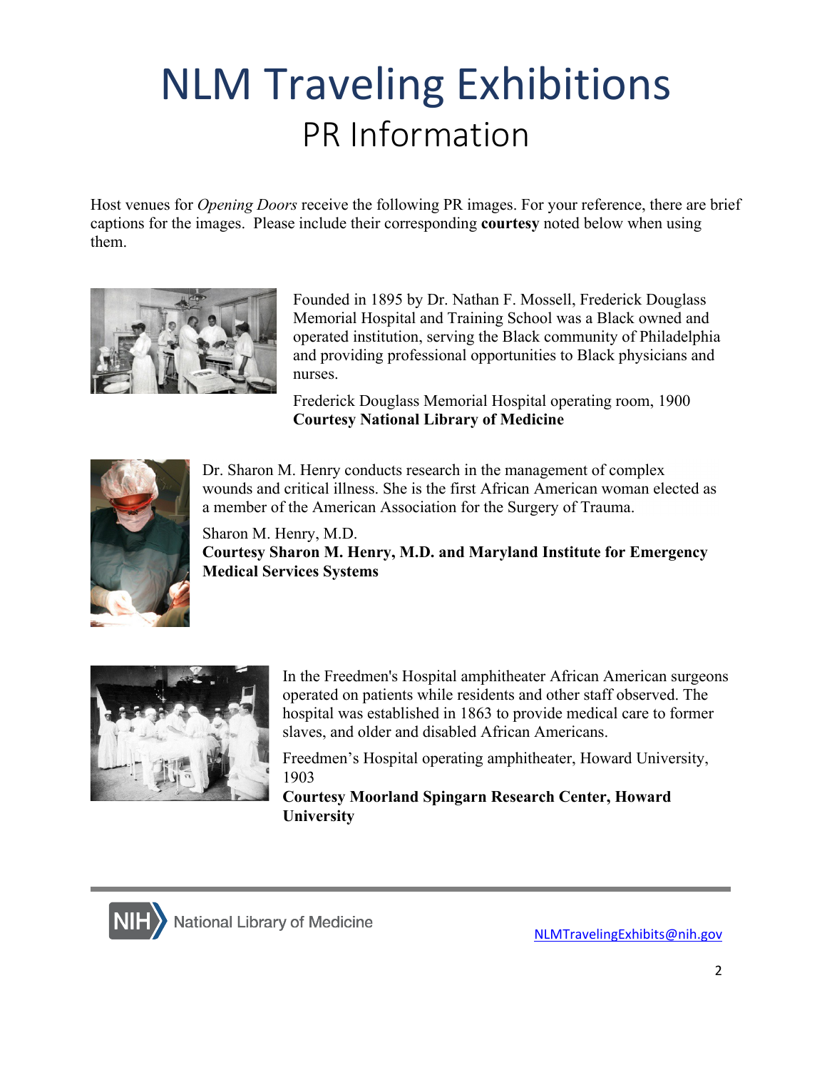# NLM Traveling Exhibitions

## PR Information

Host venues for *Opening Doors* receive the following PR images. For your reference, there are brief captions for the images. Please include their corresponding **courtesy** noted below when using them.

Founded in 1895 by Dr. Nathan F. Mossell, Frederick Douglass Memorial Hospital and Training School was a Black owned and operated institution, serving the Black community of Philadelphia and providing professional opportunities to Black physicians and nurses.

Frederick Douglass Memorial Hospital operating room, 1900
**Courtesy National Library of Medicine**

Dr. Sharon M. Henry conducts research in the management of complex wounds and critical illness. She is the first African American woman elected as a member of the American Association for the Surgery of Trauma.

Sharon M. Henry, M.D.
**Courtesy Sharon M. Henry, M.D. and Maryland Institute for Emergency Medical Services Systems**

In the Freedmen's Hospital amphitheater African American surgeons operated on patients while residents and other staff observed. The hospital was established in 1863 to provide medical care to former slaves, and older and disabled African Americans.

Freedmen's Hospital operating amphitheater, Howard University, 1903
**Courtesy Moorland Spingarn Research Center, Howard University**

National Library of Medicine

NLMTravelingExhibits@nih.gov